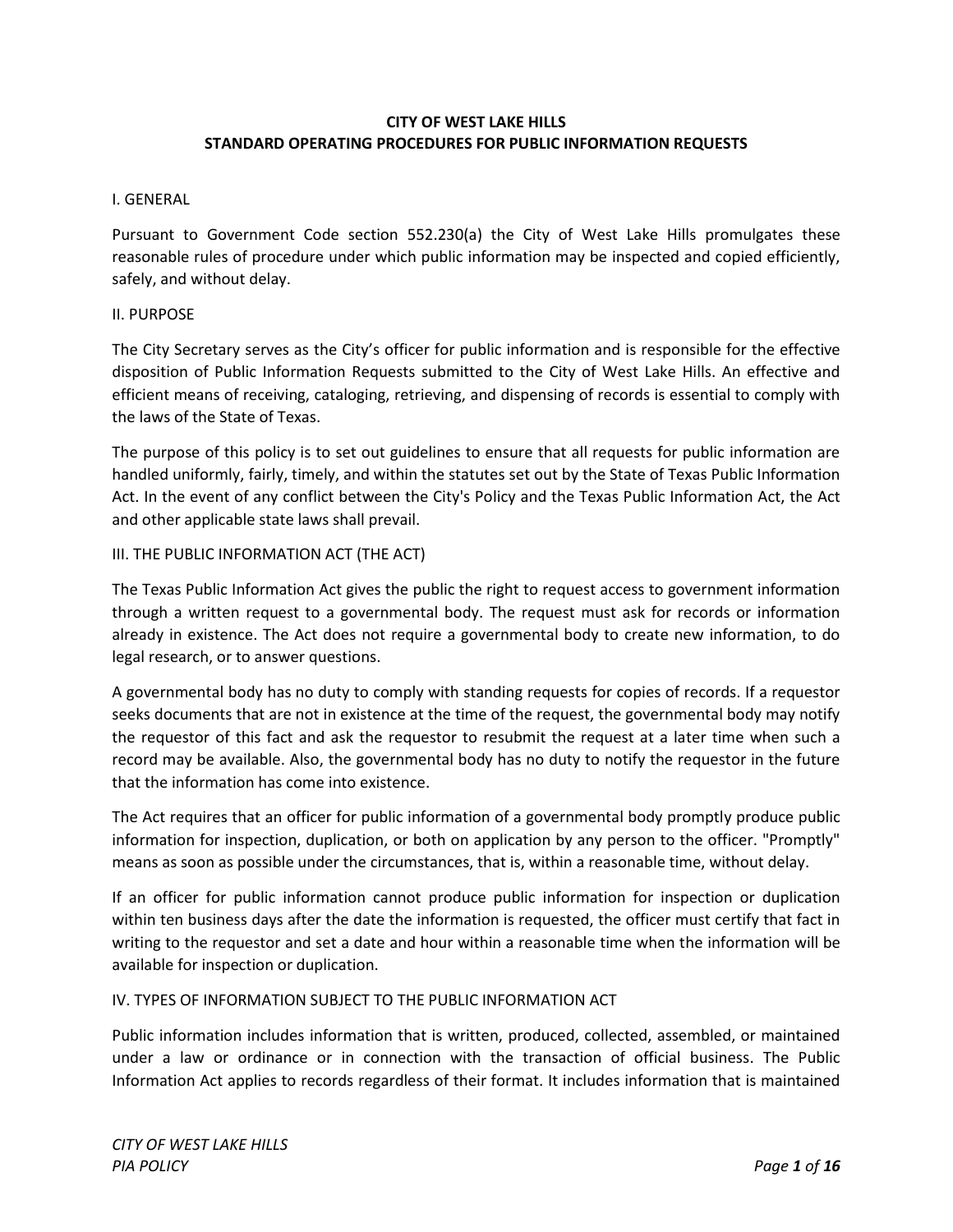# CITY OF WEST LAKE HILLS
# STANDARD OPERATING PROCEDURES FOR PUBLIC INFORMATION REQUESTS

## I. GENERAL

Pursuant to Government Code section 552.230(a) the City of West Lake Hills promulgates these reasonable rules of procedure under which public information may be inspected and copied efficiently, safely, and without delay.

## II. PURPOSE

The City Secretary serves as the City's officer for public information and is responsible for the effective disposition of Public Information Requests submitted to the City of West Lake Hills. An effective and efficient means of receiving, cataloging, retrieving, and dispensing of records is essential to comply with the laws of the State of Texas.

The purpose of this policy is to set out guidelines to ensure that all requests for public information are handled uniformly, fairly, timely, and within the statutes set out by the State of Texas Public Information Act. In the event of any conflict between the City's Policy and the Texas Public Information Act, the Act and other applicable state laws shall prevail.

## III. THE PUBLIC INFORMATION ACT (THE ACT)

The Texas Public Information Act gives the public the right to request access to government information through a written request to a governmental body. The request must ask for records or information already in existence. The Act does not require a governmental body to create new information, to do legal research, or to answer questions.

A governmental body has no duty to comply with standing requests for copies of records. If a requestor seeks documents that are not in existence at the time of the request, the governmental body may notify the requestor of this fact and ask the requestor to resubmit the request at a later time when such a record may be available. Also, the governmental body has no duty to notify the requestor in the future that the information has come into existence.

The Act requires that an officer for public information of a governmental body promptly produce public information for inspection, duplication, or both on application by any person to the officer. "Promptly" means as soon as possible under the circumstances, that is, within a reasonable time, without delay.

If an officer for public information cannot produce public information for inspection or duplication within ten business days after the date the information is requested, the officer must certify that fact in writing to the requestor and set a date and hour within a reasonable time when the information will be available for inspection or duplication.

## IV. TYPES OF INFORMATION SUBJECT TO THE PUBLIC INFORMATION ACT

Public information includes information that is written, produced, collected, assembled, or maintained under a law or ordinance or in connection with the transaction of official business. The Public Information Act applies to records regardless of their format. It includes information that is maintained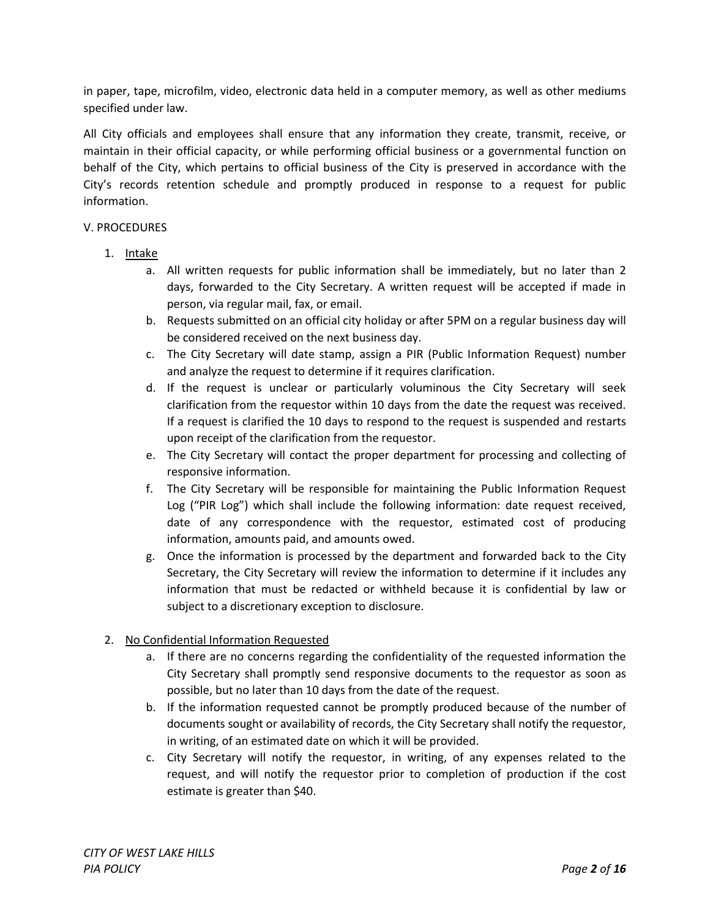in paper, tape, microfilm, video, electronic data held in a computer memory, as well as other mediums specified under law.

All City officials and employees shall ensure that any information they create, transmit, receive, or maintain in their official capacity, or while performing official business or a governmental function on behalf of the City, which pertains to official business of the City is preserved in accordance with the City's records retention schedule and promptly produced in response to a request for public information.

V. PROCEDURES

1. <u>Intake</u>
   a. All written requests for public information shall be immediately, but no later than 2 days, forwarded to the City Secretary. A written request will be accepted if made in person, via regular mail, fax, or email.
   b. Requests submitted on an official city holiday or after 5PM on a regular business day will be considered received on the next business day.
   c. The City Secretary will date stamp, assign a PIR (Public Information Request) number and analyze the request to determine if it requires clarification.
   d. If the request is unclear or particularly voluminous the City Secretary will seek clarification from the requestor within 10 days from the date the request was received. If a request is clarified the 10 days to respond to the request is suspended and restarts upon receipt of the clarification from the requestor.
   e. The City Secretary will contact the proper department for processing and collecting of responsive information.
   f. The City Secretary will be responsible for maintaining the Public Information Request Log ("PIR Log") which shall include the following information: date request received, date of any correspondence with the requestor, estimated cost of producing information, amounts paid, and amounts owed.
   g. Once the information is processed by the department and forwarded back to the City Secretary, the City Secretary will review the information to determine if it includes any information that must be redacted or withheld because it is confidential by law or subject to a discretionary exception to disclosure.

2. <u>No Confidential Information Requested</u>
   a. If there are no concerns regarding the confidentiality of the requested information the City Secretary shall promptly send responsive documents to the requestor as soon as possible, but no later than 10 days from the date of the request.
   b. If the information requested cannot be promptly produced because of the number of documents sought or availability of records, the City Secretary shall notify the requestor, in writing, of an estimated date on which it will be provided.
   c. City Secretary will notify the requestor, in writing, of any expenses related to the request, and will notify the requestor prior to completion of production if the cost estimate is greater than $40.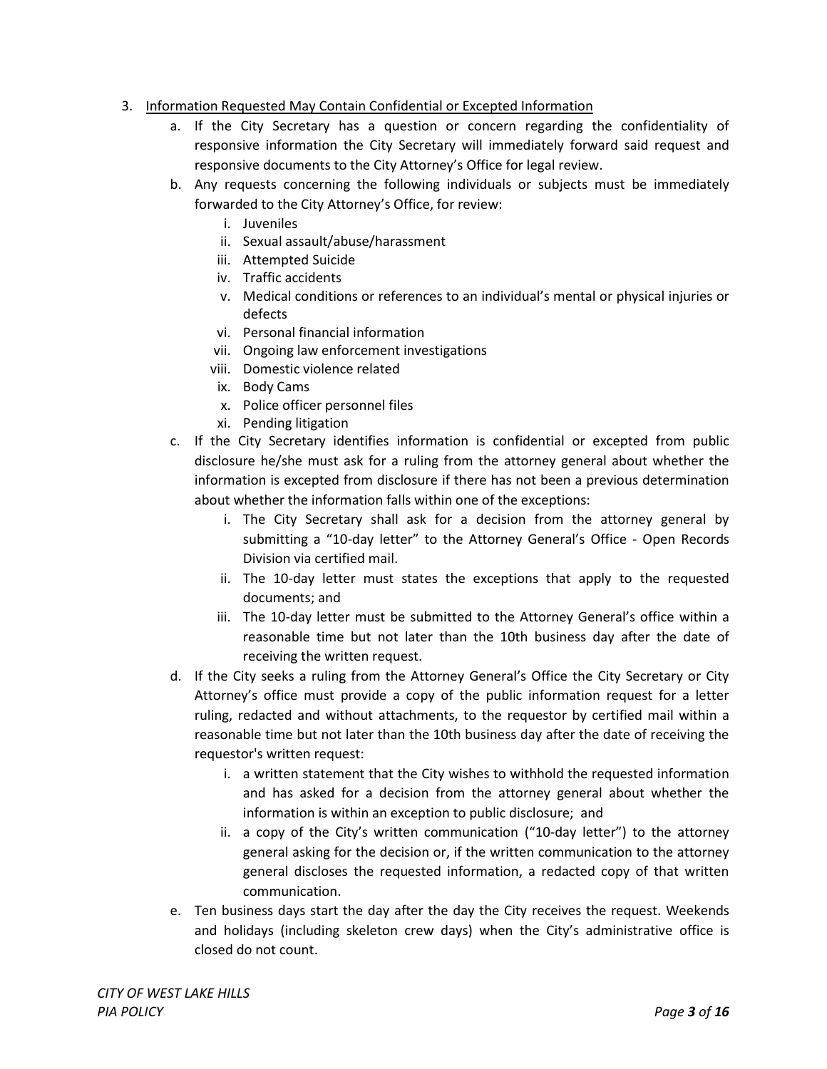3. <u>Information Requested May Contain Confidential or Excepted Information</u>
   a. If the City Secretary has a question or concern regarding the confidentiality of responsive information the City Secretary will immediately forward said request and responsive documents to the City Attorney's Office for legal review.
   b. Any requests concerning the following individuals or subjects must be immediately forwarded to the City Attorney's Office, for review:
      i. Juveniles
      ii. Sexual assault/abuse/harassment
      iii. Attempted Suicide
      iv. Traffic accidents
      v. Medical conditions or references to an individual's mental or physical injuries or defects
      vi. Personal financial information
      vii. Ongoing law enforcement investigations
      viii. Domestic violence related
      ix. Body Cams
      x. Police officer personnel files
      xi. Pending litigation
   c. If the City Secretary identifies information is confidential or excepted from public disclosure he/she must ask for a ruling from the attorney general about whether the information is excepted from disclosure if there has not been a previous determination about whether the information falls within one of the exceptions:
      i. The City Secretary shall ask for a decision from the attorney general by submitting a "10-day letter" to the Attorney General's Office - Open Records Division via certified mail.
      ii. The 10-day letter must states the exceptions that apply to the requested documents; and
      iii. The 10-day letter must be submitted to the Attorney General's office within a reasonable time but not later than the 10th business day after the date of receiving the written request.
   d. If the City seeks a ruling from the Attorney General's Office the City Secretary or City Attorney's office must provide a copy of the public information request for a letter ruling, redacted and without attachments, to the requestor by certified mail within a reasonable time but not later than the 10th business day after the date of receiving the requestor's written request:
      i. a written statement that the City wishes to withhold the requested information and has asked for a decision from the attorney general about whether the information is within an exception to public disclosure; and
      ii. a copy of the City's written communication ("10-day letter") to the attorney general asking for the decision or, if the written communication to the attorney general discloses the requested information, a redacted copy of that written communication.
   e. Ten business days start the day after the day the City receives the request. Weekends and holidays (including skeleton crew days) when the City's administrative office is closed do not count.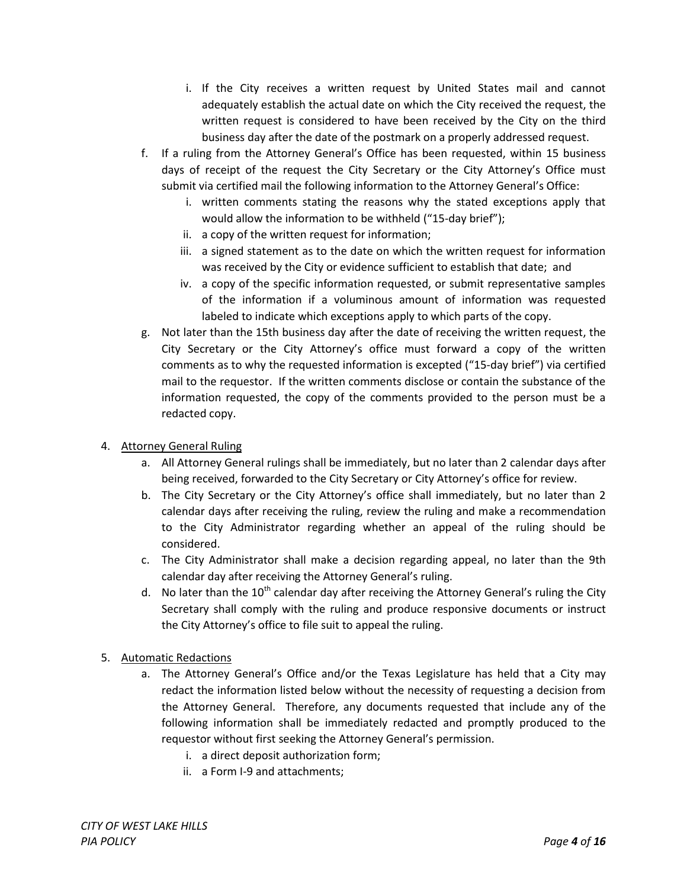i. If the City receives a written request by United States mail and cannot adequately establish the actual date on which the City received the request, the written request is considered to have been received by the City on the third business day after the date of the postmark on a properly addressed request.

f. If a ruling from the Attorney General's Office has been requested, within 15 business days of receipt of the request the City Secretary or the City Attorney's Office must submit via certified mail the following information to the Attorney General's Office:
   i. written comments stating the reasons why the stated exceptions apply that would allow the information to be withheld ("15-day brief");
   ii. a copy of the written request for information;
   iii. a signed statement as to the date on which the written request for information was received by the City or evidence sufficient to establish that date; and
   iv. a copy of the specific information requested, or submit representative samples of the information if a voluminous amount of information was requested labeled to indicate which exceptions apply to which parts of the copy.

g. Not later than the 15th business day after the date of receiving the written request, the City Secretary or the City Attorney's office must forward a copy of the written comments as to why the requested information is excepted ("15-day brief") via certified mail to the requestor. If the written comments disclose or contain the substance of the information requested, the copy of the comments provided to the person must be a redacted copy.

4. <u>Attorney General Ruling</u>
   a. All Attorney General rulings shall be immediately, but no later than 2 calendar days after being received, forwarded to the City Secretary or City Attorney's office for review.
   b. The City Secretary or the City Attorney's office shall immediately, but no later than 2 calendar days after receiving the ruling, review the ruling and make a recommendation to the City Administrator regarding whether an appeal of the ruling should be considered.
   c. The City Administrator shall make a decision regarding appeal, no later than the 9th calendar day after receiving the Attorney General's ruling.
   d. No later than the 10th calendar day after receiving the Attorney General's ruling the City Secretary shall comply with the ruling and produce responsive documents or instruct the City Attorney's office to file suit to appeal the ruling.

5. <u>Automatic Redactions</u>
   a. The Attorney General's Office and/or the Texas Legislature has held that a City may redact the information listed below without the necessity of requesting a decision from the Attorney General. Therefore, any documents requested that include any of the following information shall be immediately redacted and promptly produced to the requestor without first seeking the Attorney General's permission.
      i. a direct deposit authorization form;
      ii. a Form I-9 and attachments;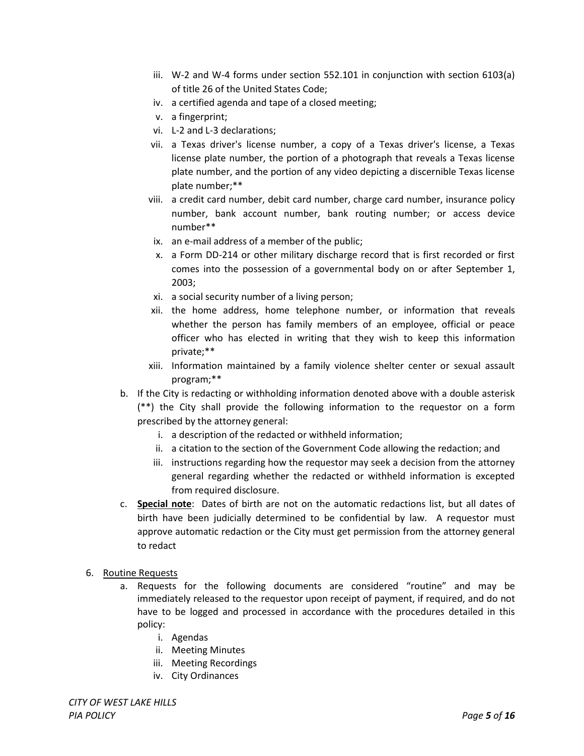iii. W-2 and W-4 forms under section 552.101 in conjunction with section 6103(a) of title 26 of the United States Code;
   iv. a certified agenda and tape of a closed meeting;
   v. a fingerprint;
   vi. L-2 and L-3 declarations;
   vii. a Texas driver's license number, a copy of a Texas driver's license, a Texas license plate number, the portion of a photograph that reveals a Texas license plate number, and the portion of any video depicting a discernible Texas license plate number;**
   viii. a credit card number, debit card number, charge card number, insurance policy number, bank account number, bank routing number; or access device number**
   ix. an e-mail address of a member of the public;
   x. a Form DD-214 or other military discharge record that is first recorded or first comes into the possession of a governmental body on or after September 1, 2003;
   xi. a social security number of a living person;
   xii. the home address, home telephone number, or information that reveals whether the person has family members of an employee, official or peace officer who has elected in writing that they wish to keep this information private;**
   xiii. Information maintained by a family violence shelter center or sexual assault program;**

b. If the City is redacting or withholding information denoted above with a double asterisk (**) the City shall provide the following information to the requestor on a form prescribed by the attorney general:
   i. a description of the redacted or withheld information;
   ii. a citation to the section of the Government Code allowing the redaction; and
   iii. instructions regarding how the requestor may seek a decision from the attorney general regarding whether the redacted or withheld information is excepted from required disclosure.

c. **<u>Special note</u>**: Dates of birth are not on the automatic redactions list, but all dates of birth have been judicially determined to be confidential by law. A requestor must approve automatic redaction or the City must get permission from the attorney general to redact

6. <u>Routine Requests</u>
   a. Requests for the following documents are considered "routine" and may be immediately released to the requestor upon receipt of payment, if required, and do not have to be logged and processed in accordance with the procedures detailed in this policy:
      i. Agendas
      ii. Meeting Minutes
      iii. Meeting Recordings
      iv. City Ordinances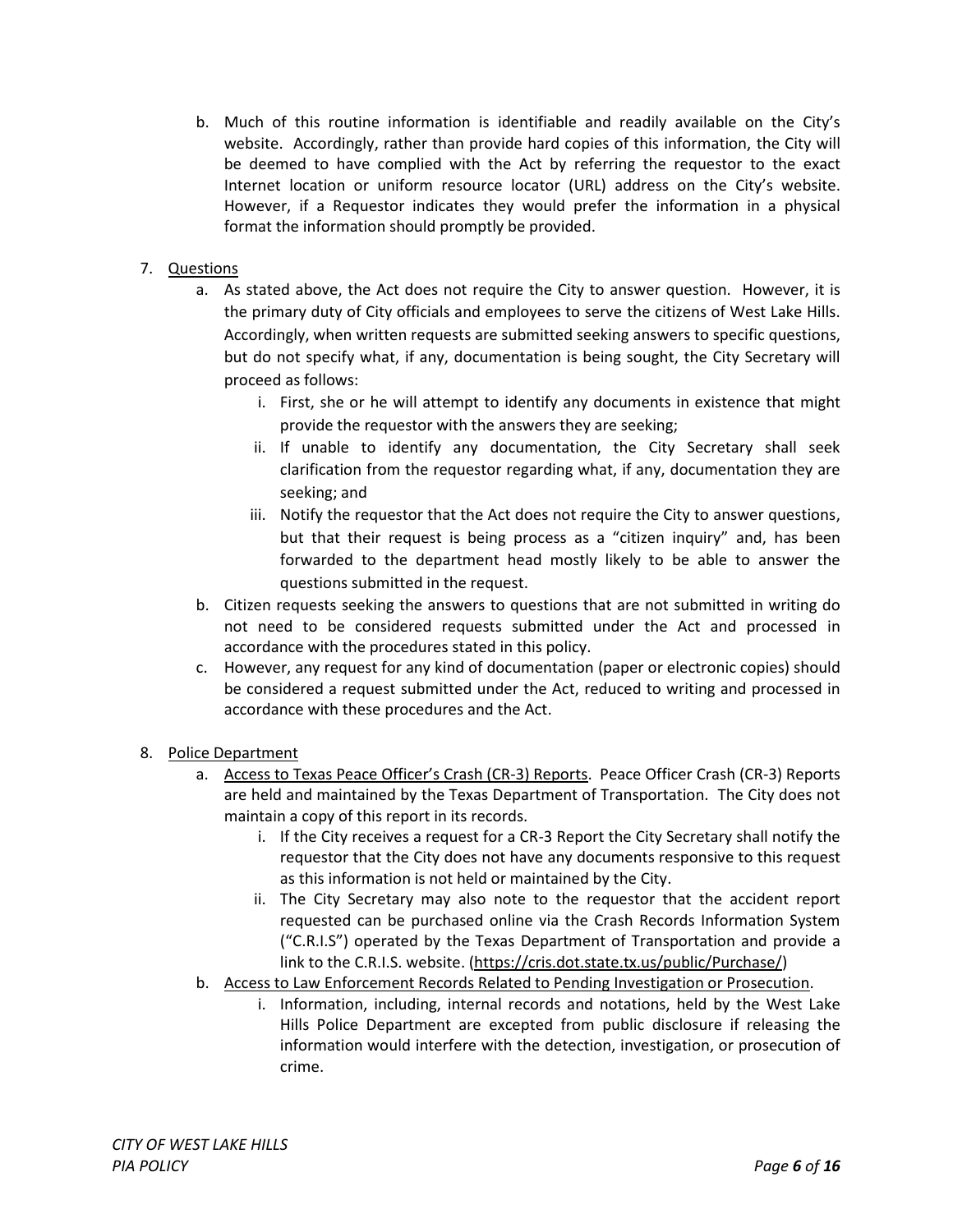b. Much of this routine information is identifiable and readily available on the City's website. Accordingly, rather than provide hard copies of this information, the City will be deemed to have complied with the Act by referring the requestor to the exact Internet location or uniform resource locator (URL) address on the City's website. However, if a Requestor indicates they would prefer the information in a physical format the information should promptly be provided.

7. <u>Questions</u>
   a. As stated above, the Act does not require the City to answer question. However, it is the primary duty of City officials and employees to serve the citizens of West Lake Hills. Accordingly, when written requests are submitted seeking answers to specific questions, but do not specify what, if any, documentation is being sought, the City Secretary will proceed as follows:
      i. First, she or he will attempt to identify any documents in existence that might provide the requestor with the answers they are seeking;
      ii. If unable to identify any documentation, the City Secretary shall seek clarification from the requestor regarding what, if any, documentation they are seeking; and
      iii. Notify the requestor that the Act does not require the City to answer questions, but that their request is being process as a "citizen inquiry" and, has been forwarded to the department head mostly likely to be able to answer the questions submitted in the request.
   b. Citizen requests seeking the answers to questions that are not submitted in writing do not need to be considered requests submitted under the Act and processed in accordance with the procedures stated in this policy.
   c. However, any request for any kind of documentation (paper or electronic copies) should be considered a request submitted under the Act, reduced to writing and processed in accordance with these procedures and the Act.

8. <u>Police Department</u>
   a. <u>Access to Texas Peace Officer's Crash (CR-3) Reports</u>. Peace Officer Crash (CR-3) Reports are held and maintained by the Texas Department of Transportation. The City does not maintain a copy of this report in its records.
      i. If the City receives a request for a CR-3 Report the City Secretary shall notify the requestor that the City does not have any documents responsive to this request as this information is not held or maintained by the City.
      ii. The City Secretary may also note to the requestor that the accident report requested can be purchased online via the Crash Records Information System ("C.R.I.S") operated by the Texas Department of Transportation and provide a link to the C.R.I.S. website. (https://cris.dot.state.tx.us/public/Purchase/)
   b. <u>Access to Law Enforcement Records Related to Pending Investigation or Prosecution</u>.
      i. Information, including, internal records and notations, held by the West Lake Hills Police Department are excepted from public disclosure if releasing the information would interfere with the detection, investigation, or prosecution of crime.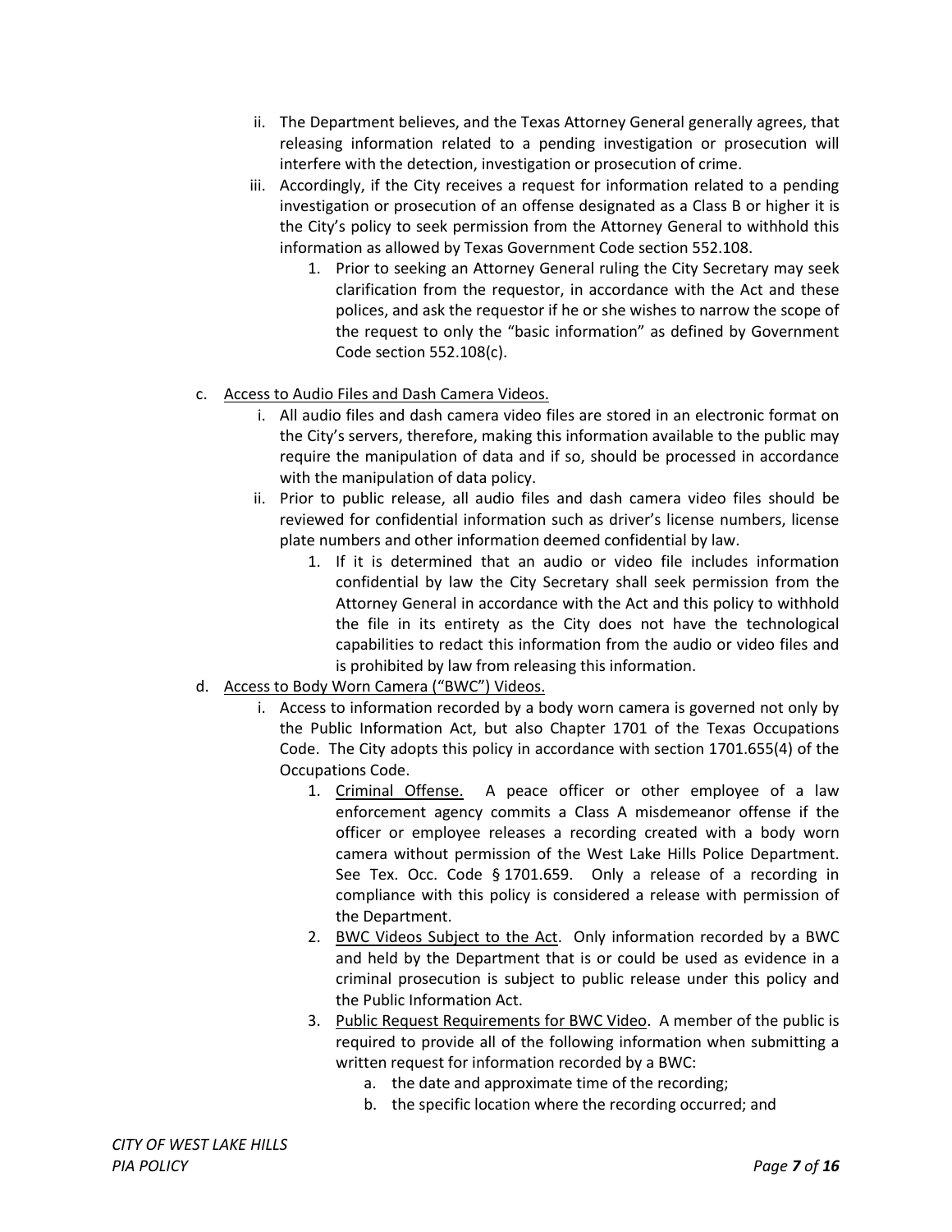ii. The Department believes, and the Texas Attorney General generally agrees, that releasing information related to a pending investigation or prosecution will interfere with the detection, investigation or prosecution of crime.

iii. Accordingly, if the City receives a request for information related to a pending investigation or prosecution of an offense designated as a Class B or higher it is the City's policy to seek permission from the Attorney General to withhold this information as allowed by Texas Government Code section 552.108.

   1. Prior to seeking an Attorney General ruling the City Secretary may seek clarification from the requestor, in accordance with the Act and these polices, and ask the requestor if he or she wishes to narrow the scope of the request to only the "basic information" as defined by Government Code section 552.108(c).

c. <u>Access to Audio Files and Dash Camera Videos.</u>

   i. All audio files and dash camera video files are stored in an electronic format on the City's servers, therefore, making this information available to the public may require the manipulation of data and if so, should be processed in accordance with the manipulation of data policy.

   ii. Prior to public release, all audio files and dash camera video files should be reviewed for confidential information such as driver's license numbers, license plate numbers and other information deemed confidential by law.

      1. If it is determined that an audio or video file includes information confidential by law the City Secretary shall seek permission from the Attorney General in accordance with the Act and this policy to withhold the file in its entirety as the City does not have the technological capabilities to redact this information from the audio or video files and is prohibited by law from releasing this information.

d. <u>Access to Body Worn Camera ("BWC") Videos.</u>

   i. Access to information recorded by a body worn camera is governed not only by the Public Information Act, but also Chapter 1701 of the Texas Occupations Code. The City adopts this policy in accordance with section 1701.655(4) of the Occupations Code.

      1. <u>Criminal Offense.</u> A peace officer or other employee of a law enforcement agency commits a Class A misdemeanor offense if the officer or employee releases a recording created with a body worn camera without permission of the West Lake Hills Police Department. See Tex. Occ. Code § 1701.659. Only a release of a recording in compliance with this policy is considered a release with permission of the Department.

      2. <u>BWC Videos Subject to the Act</u>. Only information recorded by a BWC and held by the Department that is or could be used as evidence in a criminal prosecution is subject to public release under this policy and the Public Information Act.

      3. <u>Public Request Requirements for BWC Video</u>. A member of the public is required to provide all of the following information when submitting a written request for information recorded by a BWC:

         a. the date and approximate time of the recording;

         b. the specific location where the recording occurred; and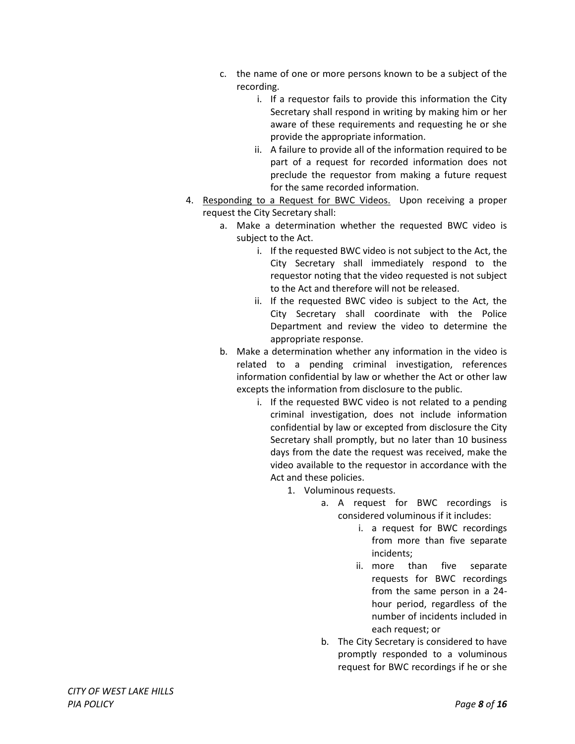c. the name of one or more persons known to be a subject of the recording.
    i. If a requestor fails to provide this information the City Secretary shall respond in writing by making him or her aware of these requirements and requesting he or she provide the appropriate information.
    ii. A failure to provide all of the information required to be part of a request for recorded information does not preclude the requestor from making a future request for the same recorded information.

4. Responding to a Request for BWC Videos. Upon receiving a proper request the City Secretary shall:
    a. Make a determination whether the requested BWC video is subject to the Act.
        i. If the requested BWC video is not subject to the Act, the City Secretary shall immediately respond to the requestor noting that the video requested is not subject to the Act and therefore will not be released.
        ii. If the requested BWC video is subject to the Act, the City Secretary shall coordinate with the Police Department and review the video to determine the appropriate response.
    b. Make a determination whether any information in the video is related to a pending criminal investigation, references information confidential by law or whether the Act or other law excepts the information from disclosure to the public.
        i. If the requested BWC video is not related to a pending criminal investigation, does not include information confidential by law or excepted from disclosure the City Secretary shall promptly, but no later than 10 business days from the date the request was received, make the video available to the requestor in accordance with the Act and these policies.
            1. Voluminous requests.
                a. A request for BWC recordings is considered voluminous if it includes:
                    i. a request for BWC recordings from more than five separate incidents;
                    ii. more than five separate requests for BWC recordings from the same person in a 24-hour period, regardless of the number of incidents included in each request; or
                b. The City Secretary is considered to have promptly responded to a voluminous request for BWC recordings if he or she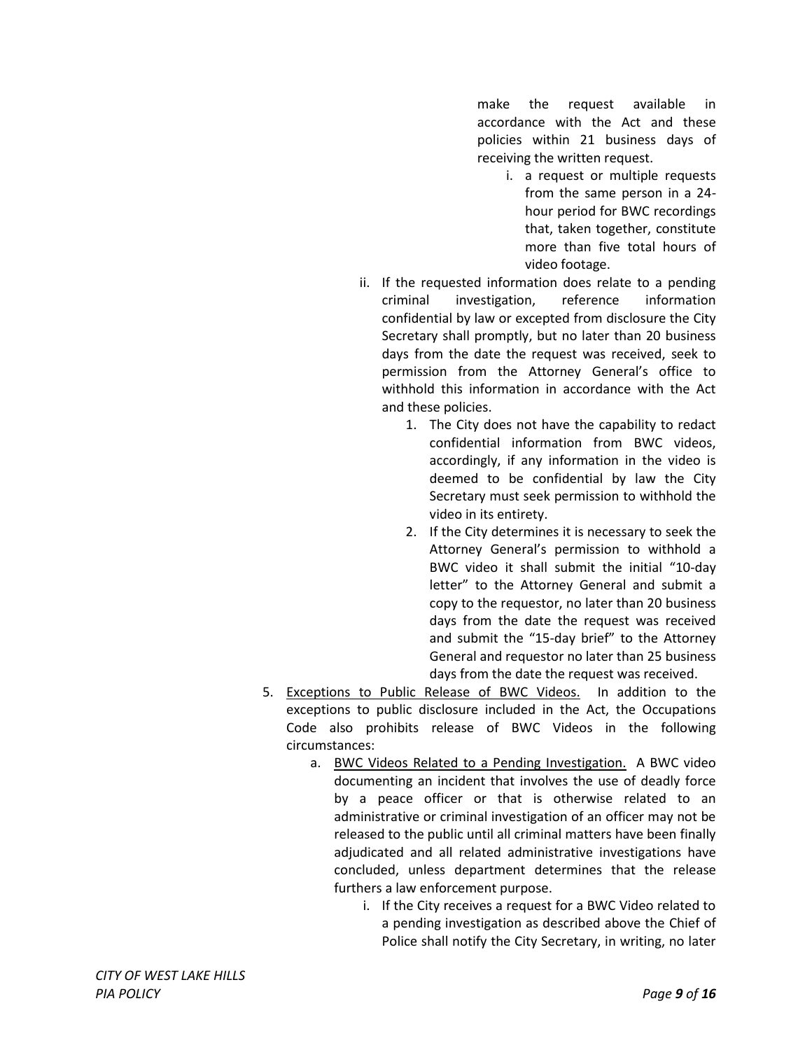make the request available in accordance with the Act and these policies within 21 business days of receiving the written request.

i. a request or multiple requests from the same person in a 24-hour period for BWC recordings that, taken together, constitute more than five total hours of video footage.

ii. If the requested information does relate to a pending criminal investigation, reference information confidential by law or excepted from disclosure the City Secretary shall promptly, but no later than 20 business days from the date the request was received, seek to permission from the Attorney General's office to withhold this information in accordance with the Act and these policies.

   1. The City does not have the capability to redact confidential information from BWC videos, accordingly, if any information in the video is deemed to be confidential by law the City Secretary must seek permission to withhold the video in its entirety.
   2. If the City determines it is necessary to seek the Attorney General's permission to withhold a BWC video it shall submit the initial "10-day letter" to the Attorney General and submit a copy to the requestor, no later than 20 business days from the date the request was received and submit the "15-day brief" to the Attorney General and requestor no later than 25 business days from the date the request was received.

5. <u>Exceptions to Public Release of BWC Videos.</u> In addition to the exceptions to public disclosure included in the Act, the Occupations Code also prohibits release of BWC Videos in the following circumstances:

   a. <u>BWC Videos Related to a Pending Investigation.</u> A BWC video documenting an incident that involves the use of deadly force by a peace officer or that is otherwise related to an administrative or criminal investigation of an officer may not be released to the public until all criminal matters have been finally adjudicated and all related administrative investigations have concluded, unless department determines that the release furthers a law enforcement purpose.

      i. If the City receives a request for a BWC Video related to a pending investigation as described above the Chief of Police shall notify the City Secretary, in writing, no later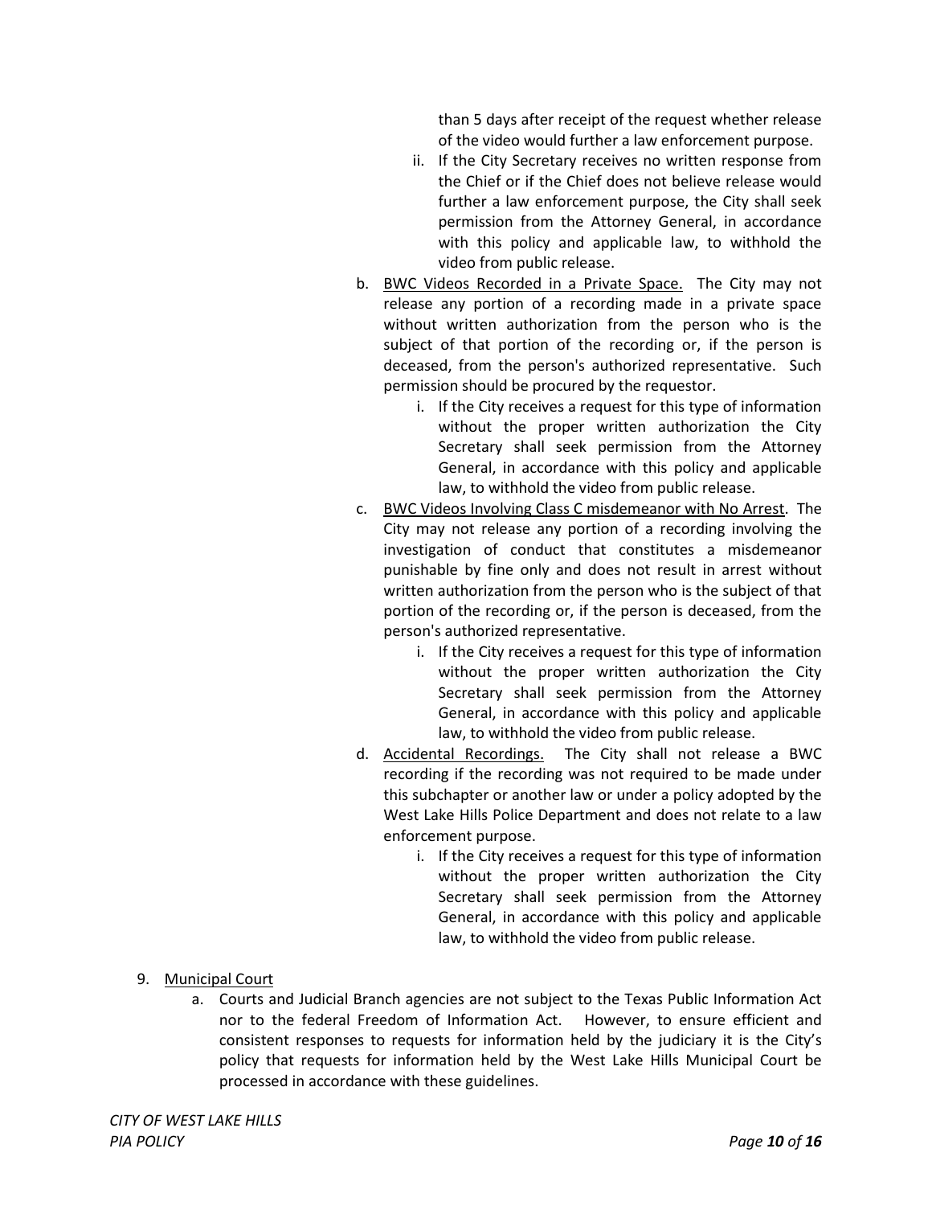than 5 days after receipt of the request whether release of the video would further a law enforcement purpose.

    ii. If the City Secretary receives no written response from the Chief or if the Chief does not believe release would further a law enforcement purpose, the City shall seek permission from the Attorney General, in accordance with this policy and applicable law, to withhold the video from public release.

b. <u>BWC Videos Recorded in a Private Space.</u> The City may not release any portion of a recording made in a private space without written authorization from the person who is the subject of that portion of the recording or, if the person is deceased, from the person's authorized representative. Such permission should be procured by the requestor.

    i. If the City receives a request for this type of information without the proper written authorization the City Secretary shall seek permission from the Attorney General, in accordance with this policy and applicable law, to withhold the video from public release.

c. <u>BWC Videos Involving Class C misdemeanor with No Arrest</u>. The City may not release any portion of a recording involving the investigation of conduct that constitutes a misdemeanor punishable by fine only and does not result in arrest without written authorization from the person who is the subject of that portion of the recording or, if the person is deceased, from the person's authorized representative.

    i. If the City receives a request for this type of information without the proper written authorization the City Secretary shall seek permission from the Attorney General, in accordance with this policy and applicable law, to withhold the video from public release.

d. <u>Accidental Recordings.</u> The City shall not release a BWC recording if the recording was not required to be made under this subchapter or another law or under a policy adopted by the West Lake Hills Police Department and does not relate to a law enforcement purpose.

    i. If the City receives a request for this type of information without the proper written authorization the City Secretary shall seek permission from the Attorney General, in accordance with this policy and applicable law, to withhold the video from public release.

9. <u>Municipal Court</u>

    a. Courts and Judicial Branch agencies are not subject to the Texas Public Information Act nor to the federal Freedom of Information Act. However, to ensure efficient and consistent responses to requests for information held by the judiciary it is the City's policy that requests for information held by the West Lake Hills Municipal Court be processed in accordance with these guidelines.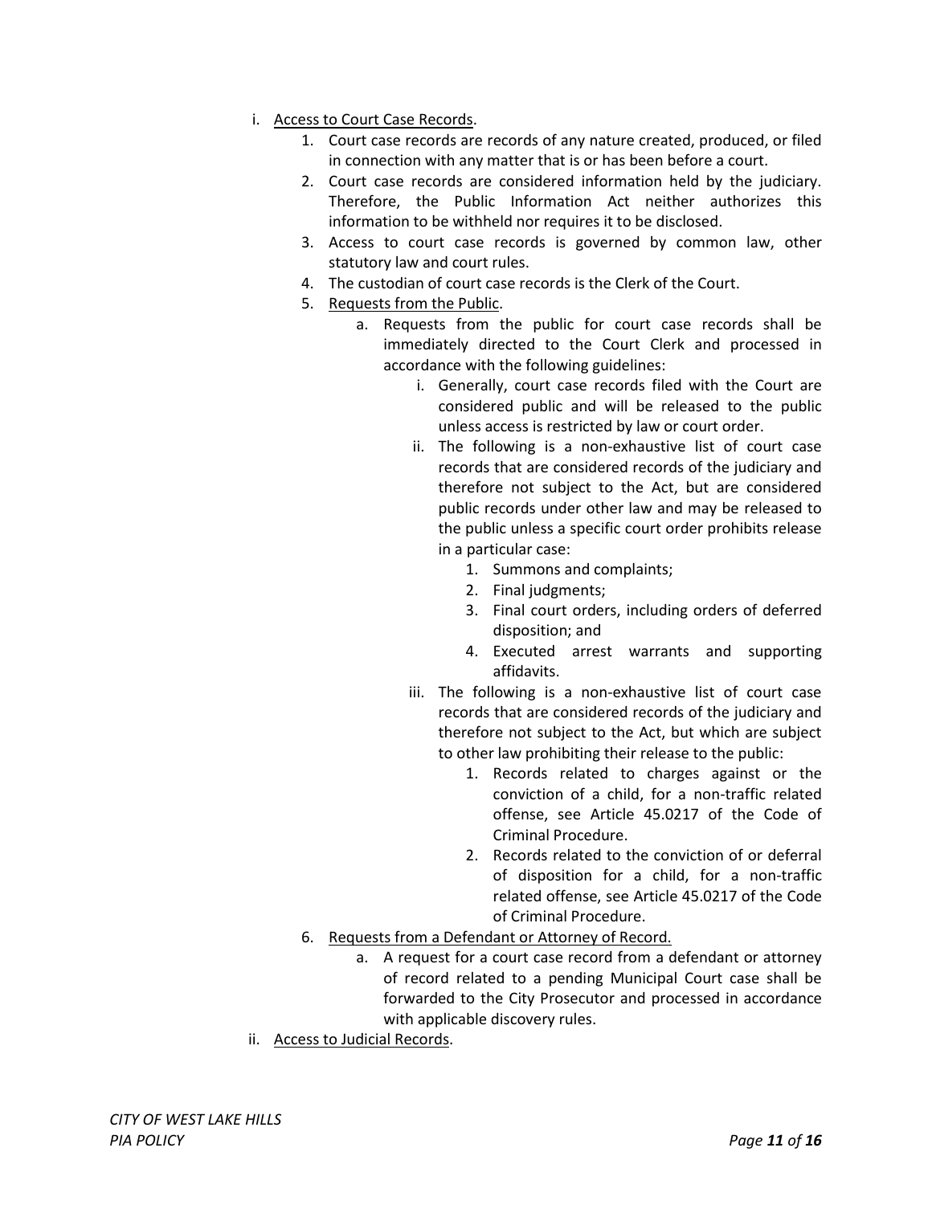i. Access to Court Case Records.
    1. Court case records are records of any nature created, produced, or filed in connection with any matter that is or has been before a court.
    2. Court case records are considered information held by the judiciary. Therefore, the Public Information Act neither authorizes this information to be withheld nor requires it to be disclosed.
    3. Access to court case records is governed by common law, other statutory law and court rules.
    4. The custodian of court case records is the Clerk of the Court.
    5. Requests from the Public.
        a. Requests from the public for court case records shall be immediately directed to the Court Clerk and processed in accordance with the following guidelines:
            i. Generally, court case records filed with the Court are considered public and will be released to the public unless access is restricted by law or court order.
            ii. The following is a non-exhaustive list of court case records that are considered records of the judiciary and therefore not subject to the Act, but are considered public records under other law and may be released to the public unless a specific court order prohibits release in a particular case:
                1. Summons and complaints;
                2. Final judgments;
                3. Final court orders, including orders of deferred disposition; and
                4. Executed arrest warrants and supporting affidavits.
            iii. The following is a non-exhaustive list of court case records that are considered records of the judiciary and therefore not subject to the Act, but which are subject to other law prohibiting their release to the public:
                1. Records related to charges against or the conviction of a child, for a non-traffic related offense, see Article 45.0217 of the Code of Criminal Procedure.
                2. Records related to the conviction of or deferral of disposition for a child, for a non-traffic related offense, see Article 45.0217 of the Code of Criminal Procedure.
    6. Requests from a Defendant or Attorney of Record.
        a. A request for a court case record from a defendant or attorney of record related to a pending Municipal Court case shall be forwarded to the City Prosecutor and processed in accordance with applicable discovery rules.

ii. Access to Judicial Records.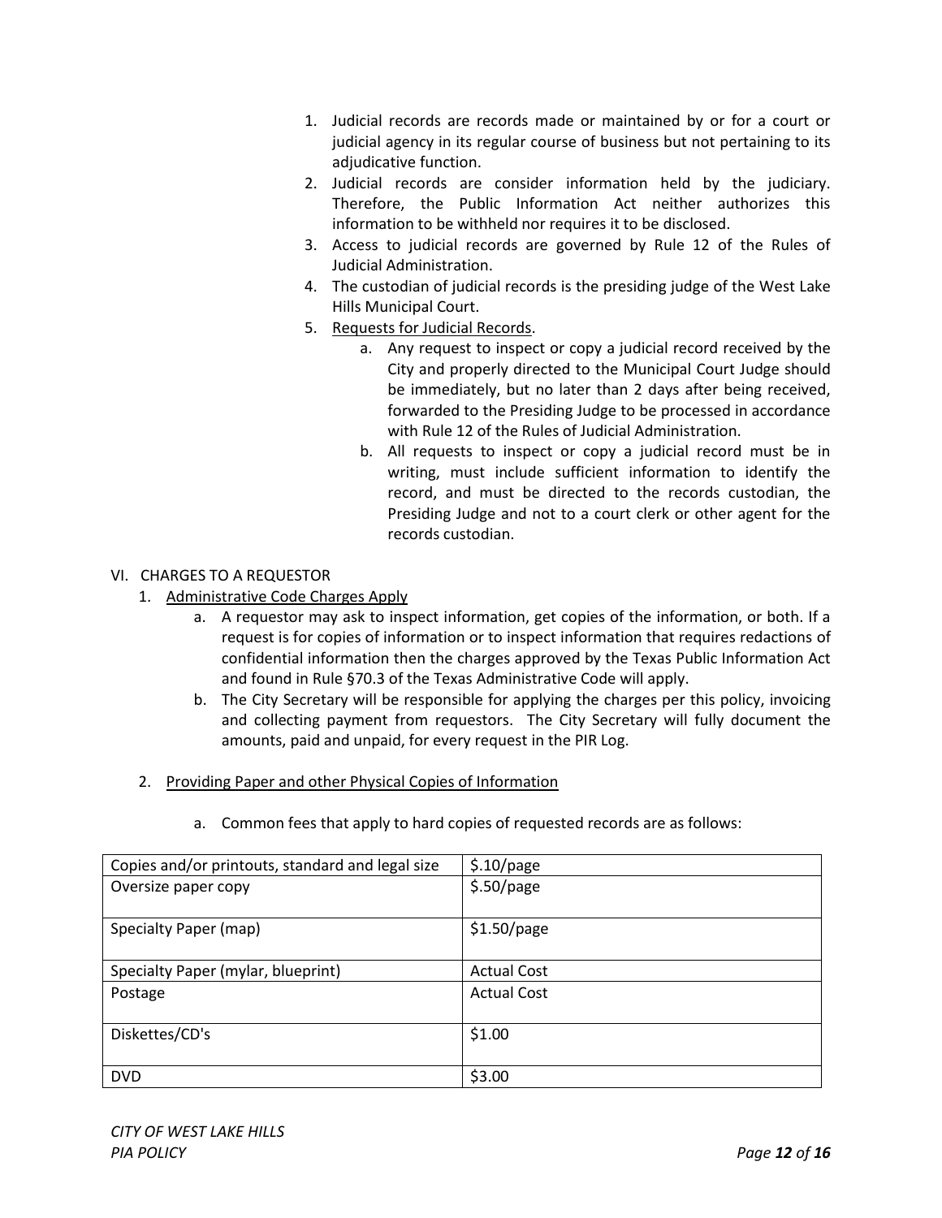1. Judicial records are records made or maintained by or for a court or judicial agency in its regular course of business but not pertaining to its adjudicative function.
2. Judicial records are consider information held by the judiciary. Therefore, the Public Information Act neither authorizes this information to be withheld nor requires it to be disclosed.
3. Access to judicial records are governed by Rule 12 of the Rules of Judicial Administration.
4. The custodian of judicial records is the presiding judge of the West Lake Hills Municipal Court.
5. <u>Requests for Judicial Records</u>.
    a. Any request to inspect or copy a judicial record received by the City and properly directed to the Municipal Court Judge should be immediately, but no later than 2 days after being received, forwarded to the Presiding Judge to be processed in accordance with Rule 12 of the Rules of Judicial Administration.
    b. All requests to inspect or copy a judicial record must be in writing, must include sufficient information to identify the record, and must be directed to the records custodian, the Presiding Judge and not to a court clerk or other agent for the records custodian.

VI. CHARGES TO A REQUESTOR

1. <u>Administrative Code Charges Apply</u>
    a. A requestor may ask to inspect information, get copies of the information, or both. If a request is for copies of information or to inspect information that requires redactions of confidential information then the charges approved by the Texas Public Information Act and found in Rule §70.3 of the Texas Administrative Code will apply.
    b. The City Secretary will be responsible for applying the charges per this policy, invoicing and collecting payment from requestors. The City Secretary will fully document the amounts, paid and unpaid, for every request in the PIR Log.

2. <u>Providing Paper and other Physical Copies of Information</u>
    a. Common fees that apply to hard copies of requested records are as follows:

| Copies and/or printouts, standard and legal size | $.10/page |
|---|---|
| Oversize paper copy | $.50/page |
| Specialty Paper (map) | $1.50/page |
| Specialty Paper (mylar, blueprint) | Actual Cost |
| Postage | Actual Cost |
| Diskettes/CD's | $1.00 |
| DVD | $3.00 |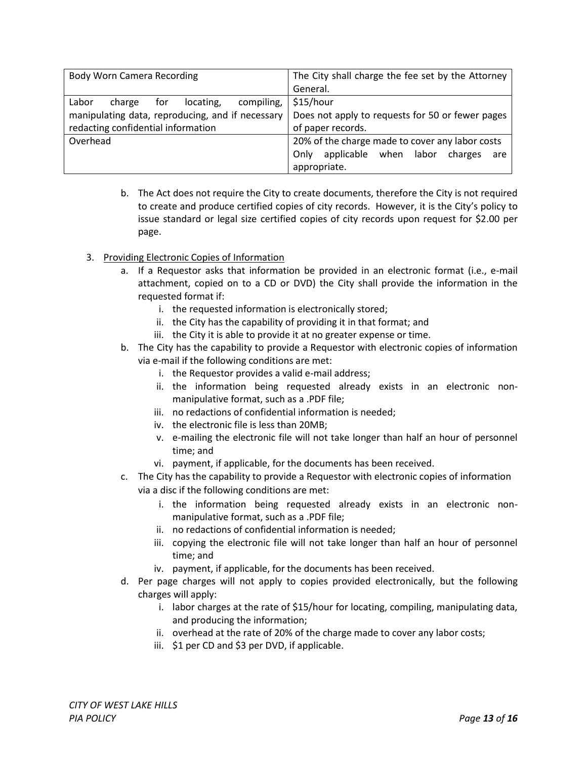| Body Worn Camera Recording | The City shall charge the fee set by the Attorney General. |
| --- | --- |
| Labor charge for locating, compiling, manipulating data, reproducing, and if necessary redacting confidential information | $15/hour<br>Does not apply to requests for 50 or fewer pages of paper records. |
| Overhead | 20% of the charge made to cover any labor costs<br>Only applicable when labor charges are appropriate. |

b. The Act does not require the City to create documents, therefore the City is not required to create and produce certified copies of city records. However, it is the City's policy to issue standard or legal size certified copies of city records upon request for $2.00 per page.

3. <u>Providing Electronic Copies of Information</u>
   a. If a Requestor asks that information be provided in an electronic format (i.e., e-mail attachment, copied on to a CD or DVD) the City shall provide the information in the requested format if:
      i. the requested information is electronically stored;
      ii. the City has the capability of providing it in that format; and
      iii. the City it is able to provide it at no greater expense or time.
   b. The City has the capability to provide a Requestor with electronic copies of information via e-mail if the following conditions are met:
      i. the Requestor provides a valid e-mail address;
      ii. the information being requested already exists in an electronic non-manipulative format, such as a .PDF file;
      iii. no redactions of confidential information is needed;
      iv. the electronic file is less than 20MB;
      v. e-mailing the electronic file will not take longer than half an hour of personnel time; and
      vi. payment, if applicable, for the documents has been received.
   c. The City has the capability to provide a Requestor with electronic copies of information via a disc if the following conditions are met:
      i. the information being requested already exists in an electronic non-manipulative format, such as a .PDF file;
      ii. no redactions of confidential information is needed;
      iii. copying the electronic file will not take longer than half an hour of personnel time; and
      iv. payment, if applicable, for the documents has been received.
   d. Per page charges will not apply to copies provided electronically, but the following charges will apply:
      i. labor charges at the rate of $15/hour for locating, compiling, manipulating data, and producing the information;
      ii. overhead at the rate of 20% of the charge made to cover any labor costs;
      iii. $1 per CD and $3 per DVD, if applicable.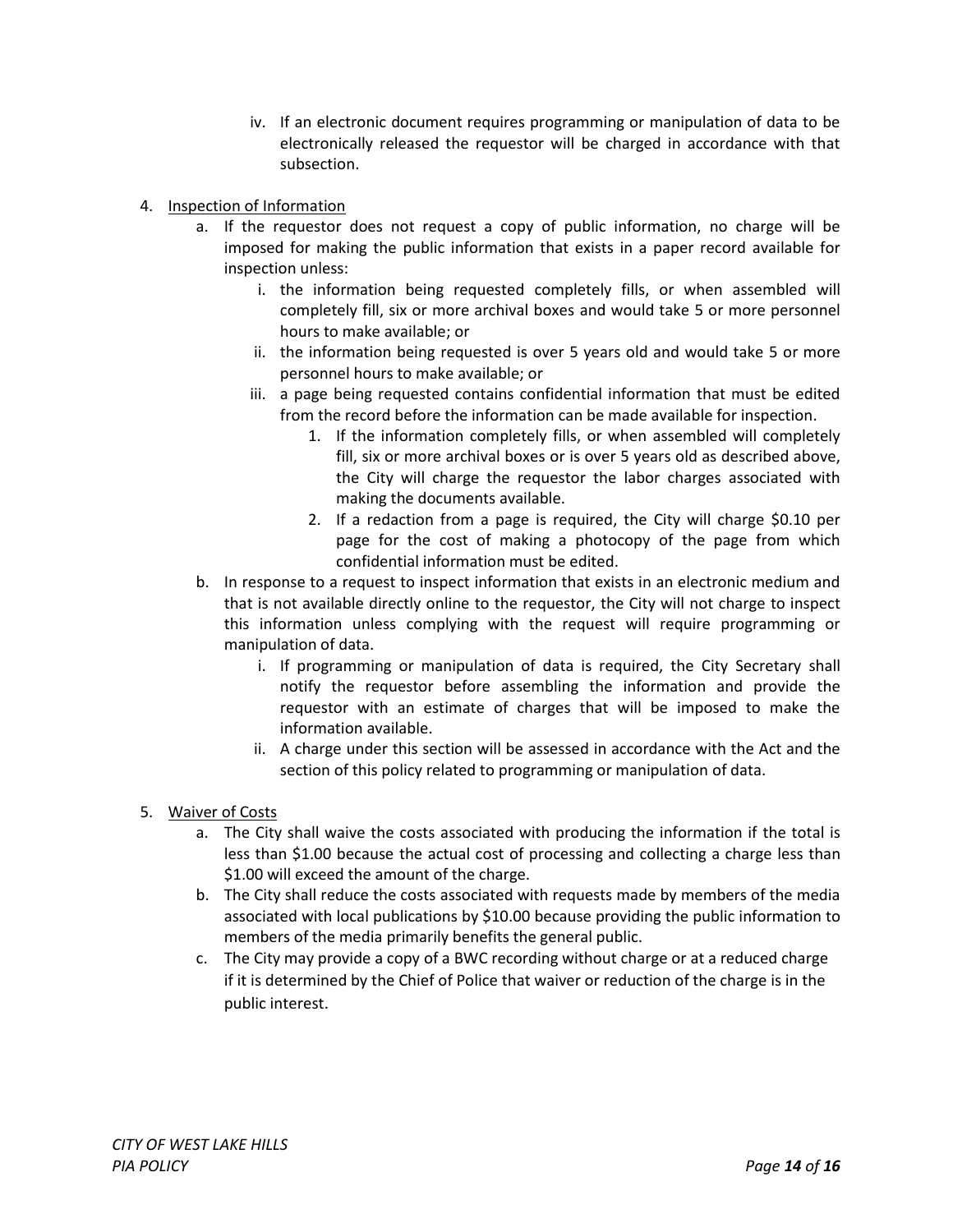iv. If an electronic document requires programming or manipulation of data to be electronically released the requestor will be charged in accordance with that subsection.

4. <u>Inspection of Information</u>
   a. If the requestor does not request a copy of public information, no charge will be imposed for making the public information that exists in a paper record available for inspection unless:
      i. the information being requested completely fills, or when assembled will completely fill, six or more archival boxes and would take 5 or more personnel hours to make available; or
      ii. the information being requested is over 5 years old and would take 5 or more personnel hours to make available; or
      iii. a page being requested contains confidential information that must be edited from the record before the information can be made available for inspection.
         1. If the information completely fills, or when assembled will completely fill, six or more archival boxes or is over 5 years old as described above, the City will charge the requestor the labor charges associated with making the documents available.
         2. If a redaction from a page is required, the City will charge \$0.10 per page for the cost of making a photocopy of the page from which confidential information must be edited.
   b. In response to a request to inspect information that exists in an electronic medium and that is not available directly online to the requestor, the City will not charge to inspect this information unless complying with the request will require programming or manipulation of data.
      i. If programming or manipulation of data is required, the City Secretary shall notify the requestor before assembling the information and provide the requestor with an estimate of charges that will be imposed to make the information available.
      ii. A charge under this section will be assessed in accordance with the Act and the section of this policy related to programming or manipulation of data.

5. <u>Waiver of Costs</u>
   a. The City shall waive the costs associated with producing the information if the total is less than \$1.00 because the actual cost of processing and collecting a charge less than \$1.00 will exceed the amount of the charge.
   b. The City shall reduce the costs associated with requests made by members of the media associated with local publications by \$10.00 because providing the public information to members of the media primarily benefits the general public.
   c. The City may provide a copy of a BWC recording without charge or at a reduced charge if it is determined by the Chief of Police that waiver or reduction of the charge is in the public interest.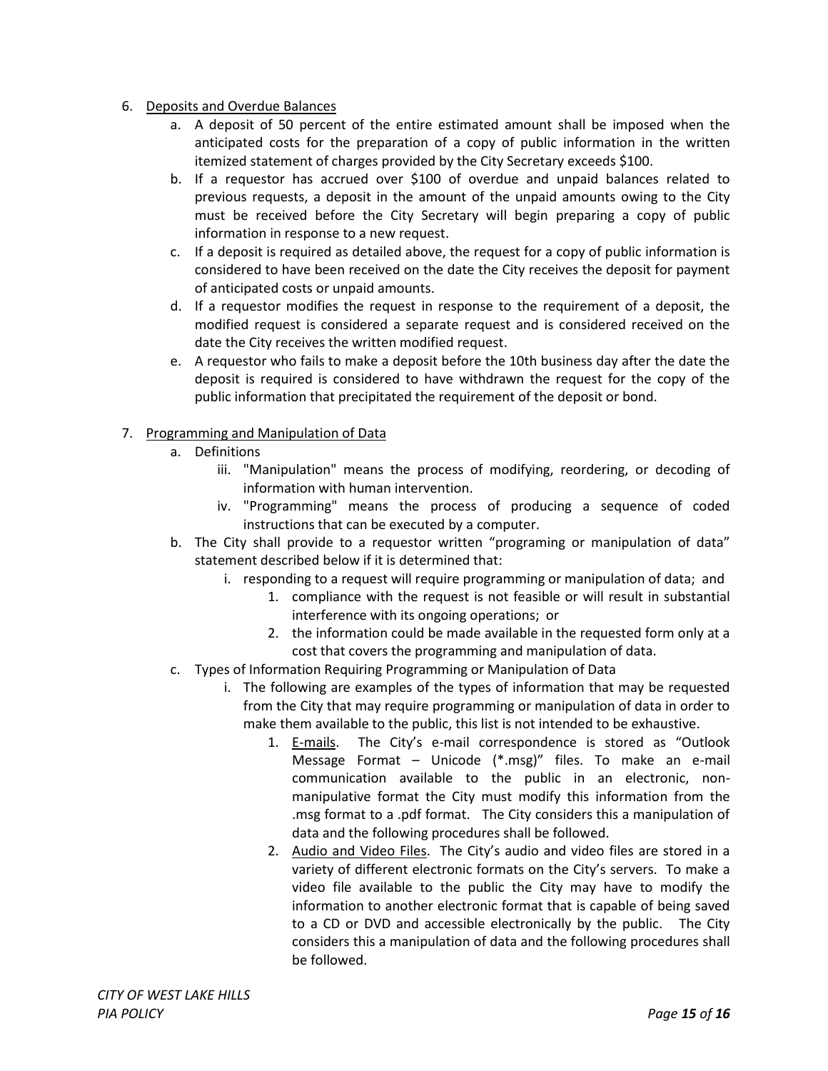6. <u>Deposits and Overdue Balances</u>
    a. A deposit of 50 percent of the entire estimated amount shall be imposed when the anticipated costs for the preparation of a copy of public information in the written itemized statement of charges provided by the City Secretary exceeds $100.
    b. If a requestor has accrued over $100 of overdue and unpaid balances related to previous requests, a deposit in the amount of the unpaid amounts owing to the City must be received before the City Secretary will begin preparing a copy of public information in response to a new request.
    c. If a deposit is required as detailed above, the request for a copy of public information is considered to have been received on the date the City receives the deposit for payment of anticipated costs or unpaid amounts.
    d. If a requestor modifies the request in response to the requirement of a deposit, the modified request is considered a separate request and is considered received on the date the City receives the written modified request.
    e. A requestor who fails to make a deposit before the 10th business day after the date the deposit is required is considered to have withdrawn the request for the copy of the public information that precipitated the requirement of the deposit or bond.

7. <u>Programming and Manipulation of Data</u>
    a. Definitions
        iii. "Manipulation" means the process of modifying, reordering, or decoding of information with human intervention.
        iv. "Programming" means the process of producing a sequence of coded instructions that can be executed by a computer.
    b. The City shall provide to a requestor written "programing or manipulation of data" statement described below if it is determined that:
        i. responding to a request will require programming or manipulation of data; and
            1. compliance with the request is not feasible or will result in substantial interference with its ongoing operations; or
            2. the information could be made available in the requested form only at a cost that covers the programming and manipulation of data.
    c. Types of Information Requiring Programming or Manipulation of Data
        i. The following are examples of the types of information that may be requested from the City that may require programming or manipulation of data in order to make them available to the public, this list is not intended to be exhaustive.
            1. <u>E-mails</u>. The City's e-mail correspondence is stored as "Outlook Message Format – Unicode (*.msg)" files. To make an e-mail communication available to the public in an electronic, non-manipulative format the City must modify this information from the .msg format to a .pdf format. The City considers this a manipulation of data and the following procedures shall be followed.
            2. <u>Audio and Video Files</u>. The City's audio and video files are stored in a variety of different electronic formats on the City's servers. To make a video file available to the public the City may have to modify the information to another electronic format that is capable of being saved to a CD or DVD and accessible electronically by the public. The City considers this a manipulation of data and the following procedures shall be followed.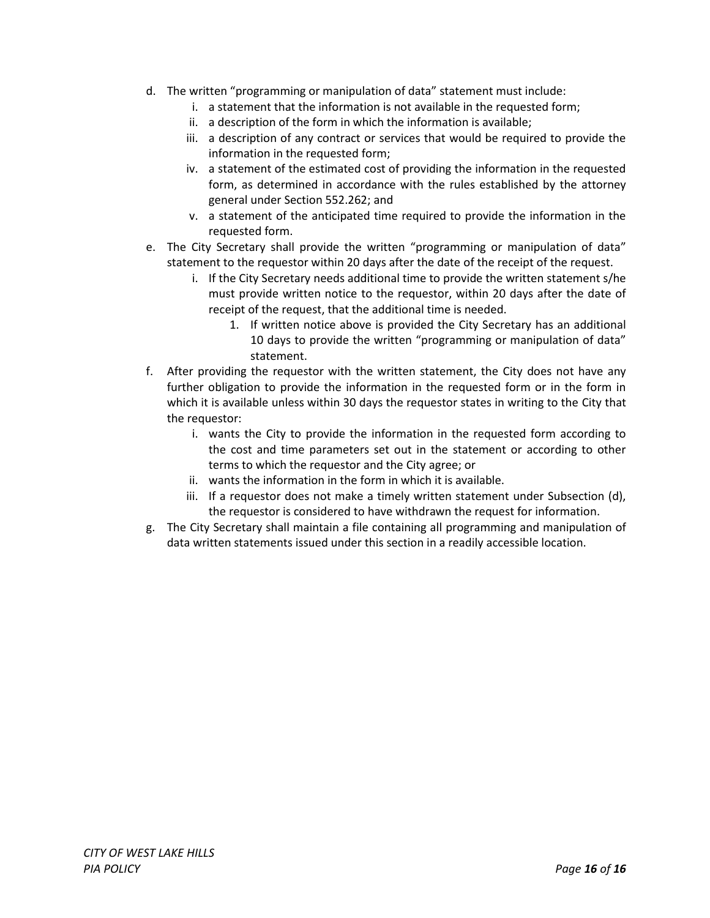d. The written "programming or manipulation of data" statement must include:
    i. a statement that the information is not available in the requested form;
    ii. a description of the form in which the information is available;
    iii. a description of any contract or services that would be required to provide the information in the requested form;
    iv. a statement of the estimated cost of providing the information in the requested form, as determined in accordance with the rules established by the attorney general under Section 552.262; and
    v. a statement of the anticipated time required to provide the information in the requested form.

e. The City Secretary shall provide the written "programming or manipulation of data" statement to the requestor within 20 days after the date of the receipt of the request.
    i. If the City Secretary needs additional time to provide the written statement s/he must provide written notice to the requestor, within 20 days after the date of receipt of the request, that the additional time is needed.
        1. If written notice above is provided the City Secretary has an additional 10 days to provide the written "programming or manipulation of data" statement.

f. After providing the requestor with the written statement, the City does not have any further obligation to provide the information in the requested form or in the form in which it is available unless within 30 days the requestor states in writing to the City that the requestor:
    i. wants the City to provide the information in the requested form according to the cost and time parameters set out in the statement or according to other terms to which the requestor and the City agree; or
    ii. wants the information in the form in which it is available.
    iii. If a requestor does not make a timely written statement under Subsection (d), the requestor is considered to have withdrawn the request for information.

g. The City Secretary shall maintain a file containing all programming and manipulation of data written statements issued under this section in a readily accessible location.